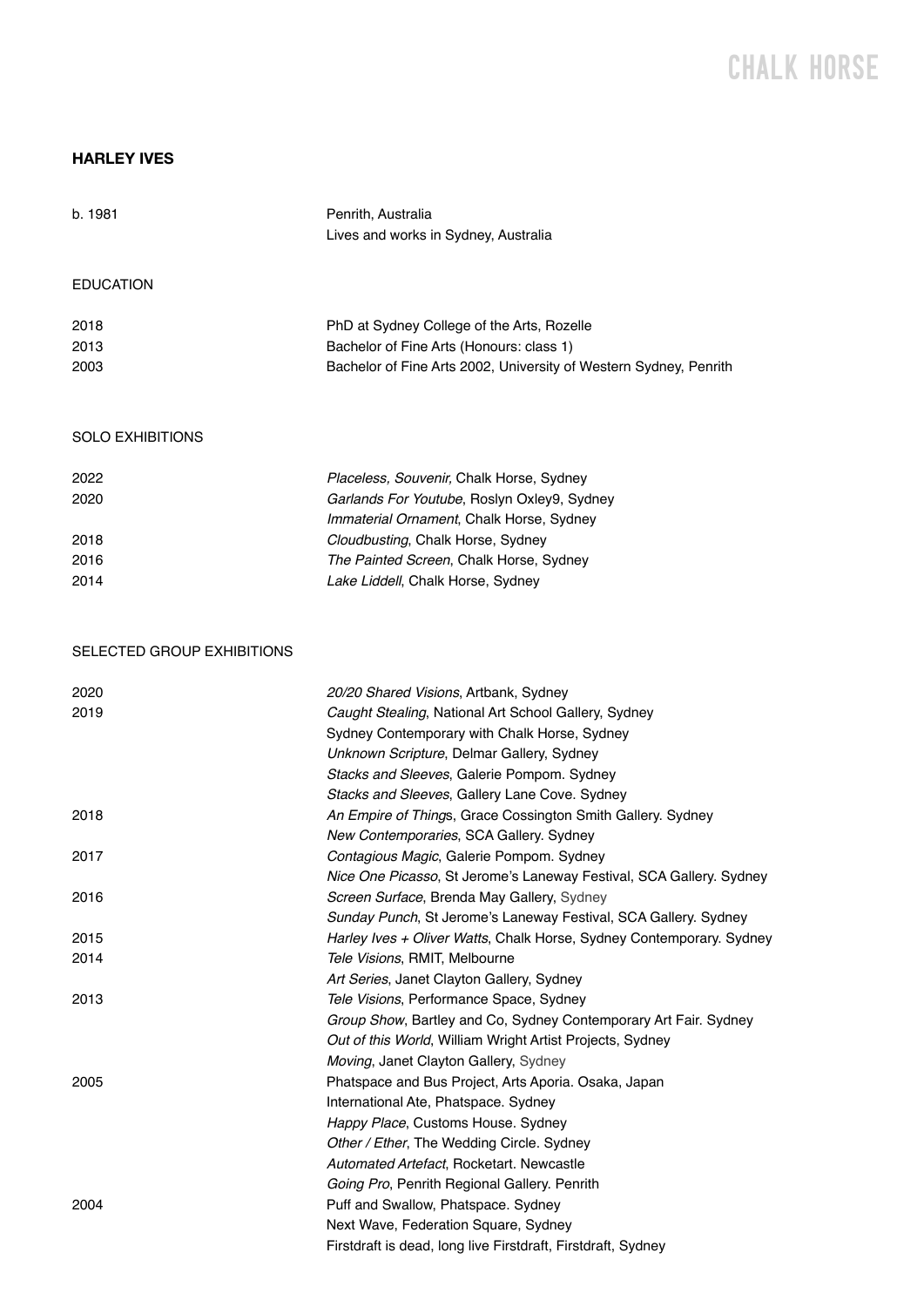CHALK HORSE

# HARLEY IVES

| | |
|---|---|
| b. 1981 | Penrith, Australia |
| | Lives and works in Sydney, Australia |

## EDUCATION

| | |
|---|---|
| 2018 | PhD at Sydney College of the Arts, Rozelle |
| 2013 | Bachelor of Fine Arts (Honours: class 1) |
| 2003 | Bachelor of Fine Arts 2002, University of Western Sydney, Penrith |

## SOLO EXHIBITIONS

| | |
|---|---|
| 2022 | *Placeless, Souvenir*, Chalk Horse, Sydney |
| 2020 | *Garlands For Youtube*, Roslyn Oxley9, Sydney |
| | *Immaterial Ornament*, Chalk Horse, Sydney |
| 2018 | *Cloudbusting*, Chalk Horse, Sydney |
| 2016 | *The Painted Screen*, Chalk Horse, Sydney |
| 2014 | *Lake Liddell*, Chalk Horse, Sydney |

## SELECTED GROUP EXHIBITIONS

| | |
|---|---|
| 2020 | *20/20 Shared Visions*, Artbank, Sydney |
| 2019 | *Caught Stealing*, National Art School Gallery, Sydney |
| | Sydney Contemporary with Chalk Horse, Sydney |
| | *Unknown Scripture*, Delmar Gallery, Sydney |
| | *Stacks and Sleeves*, Galerie Pompom. Sydney |
| | *Stacks and Sleeves*, Gallery Lane Cove. Sydney |
| 2018 | *An Empire of Things*, Grace Cossington Smith Gallery. Sydney |
| | *New Contemporaries*, SCA Gallery. Sydney |
| 2017 | *Contagious Magic*, Galerie Pompom. Sydney |
| | *Nice One Picasso*, St Jerome's Laneway Festival, SCA Gallery. Sydney |
| 2016 | *Screen Surface*, Brenda May Gallery, Sydney |
| | *Sunday Punch*, St Jerome's Laneway Festival, SCA Gallery. Sydney |
| 2015 | *Harley Ives + Oliver Watts*, Chalk Horse, Sydney Contemporary. Sydney |
| 2014 | *Tele Visions*, RMIT, Melbourne |
| | *Art Series*, Janet Clayton Gallery, Sydney |
| 2013 | *Tele Visions*, Performance Space, Sydney |
| | *Group Show*, Bartley and Co, Sydney Contemporary Art Fair. Sydney |
| | *Out of this World*, William Wright Artist Projects, Sydney |
| | *Moving*, Janet Clayton Gallery, Sydney |
| 2005 | Phatspace and Bus Project, Arts Aporia. Osaka, Japan |
| | International Ate, Phatspace. Sydney |
| | *Happy Place*, Customs House. Sydney |
| | *Other / Ether*, The Wedding Circle. Sydney |
| | *Automated Artefact*, Rocketart. Newcastle |
| | *Going Pro*, Penrith Regional Gallery. Penrith |
| 2004 | Puff and Swallow, Phatspace. Sydney |
| | Next Wave, Federation Square, Sydney |
| | Firstdraft is dead, long live Firstdraft, Firstdraft, Sydney |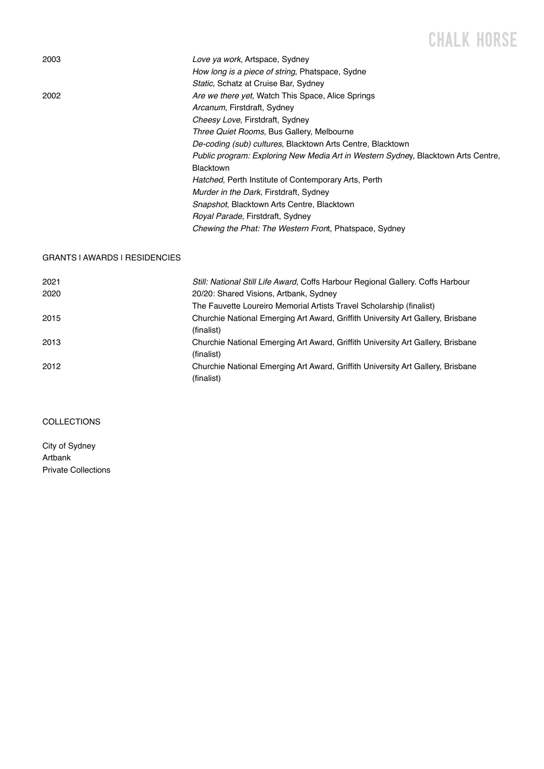| | |
|---|---|
| 2003 | *Love ya work*, Artspace, Sydney |
| | *How long is a piece of string*, Phatspace, Sydne |
| | *Static*, Schatz at Cruise Bar, Sydney |
| 2002 | *Are we there yet*, Watch This Space, Alice Springs |
| | *Arcanum*, Firstdraft, Sydney |
| | *Cheesy Love*, Firstdraft, Sydney |
| | *Three Quiet Rooms,* Bus Gallery, Melbourne |
| | *De-coding (sub) cultures*, Blacktown Arts Centre, Blacktown |
| | *Public program: Exploring New Media Art in Western Sydne*y, Blacktown Arts Centre, Blacktown |
| | *Hatched*, Perth Institute of Contemporary Arts, Perth |
| | *Murder in the Dark*, Firstdraft, Sydney |
| | *Snapshot*, Blacktown Arts Centre, Blacktown |
| | *Royal Parade*, Firstdraft, Sydney |
| | *Chewing the Phat: The Western Fron*t, Phatspace, Sydney |

GRANTS | AWARDS | RESIDENCIES

| | |
|---|---|
| 2021 | *Still: National Still Life Award,* Coffs Harbour Regional Gallery. Coffs Harbour |
| 2020 | 20/20: Shared Visions, Artbank, Sydney |
| | The Fauvette Loureiro Memorial Artists Travel Scholarship (finalist) |
| 2015 | Churchie National Emerging Art Award, Griffith University Art Gallery, Brisbane (finalist) |
| 2013 | Churchie National Emerging Art Award, Griffith University Art Gallery, Brisbane (finalist) |
| 2012 | Churchie National Emerging Art Award, Griffith University Art Gallery, Brisbane (finalist) |

COLLECTIONS

City of Sydney
Artbank
Private Collections